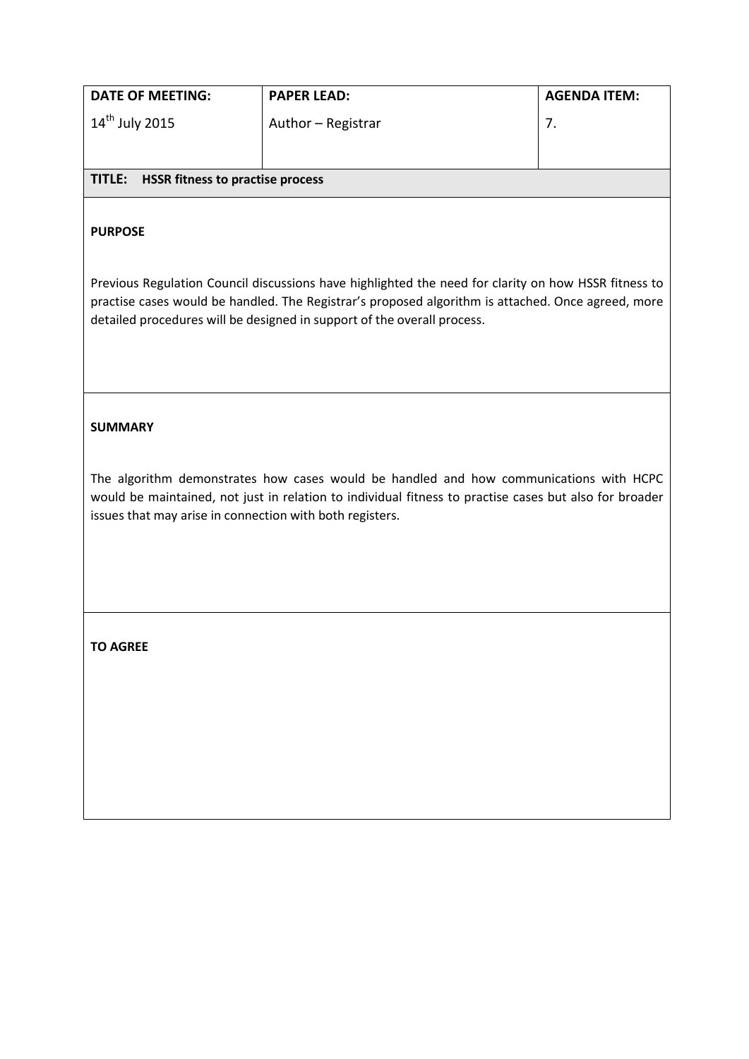| DATE OF MEETING: | PAPER LEAD: | AGENDA ITEM: |
| --- | --- | --- |
| 14th July 2015 | Author – Registrar | 7. |

**TITLE: HSSR fitness to practise process**

**PURPOSE**

Previous Regulation Council discussions have highlighted the need for clarity on how HSSR fitness to practise cases would be handled. The Registrar's proposed algorithm is attached. Once agreed, more detailed procedures will be designed in support of the overall process.

**SUMMARY**

The algorithm demonstrates how cases would be handled and how communications with HCPC would be maintained, not just in relation to individual fitness to practise cases but also for broader issues that may arise in connection with both registers.

**TO AGREE**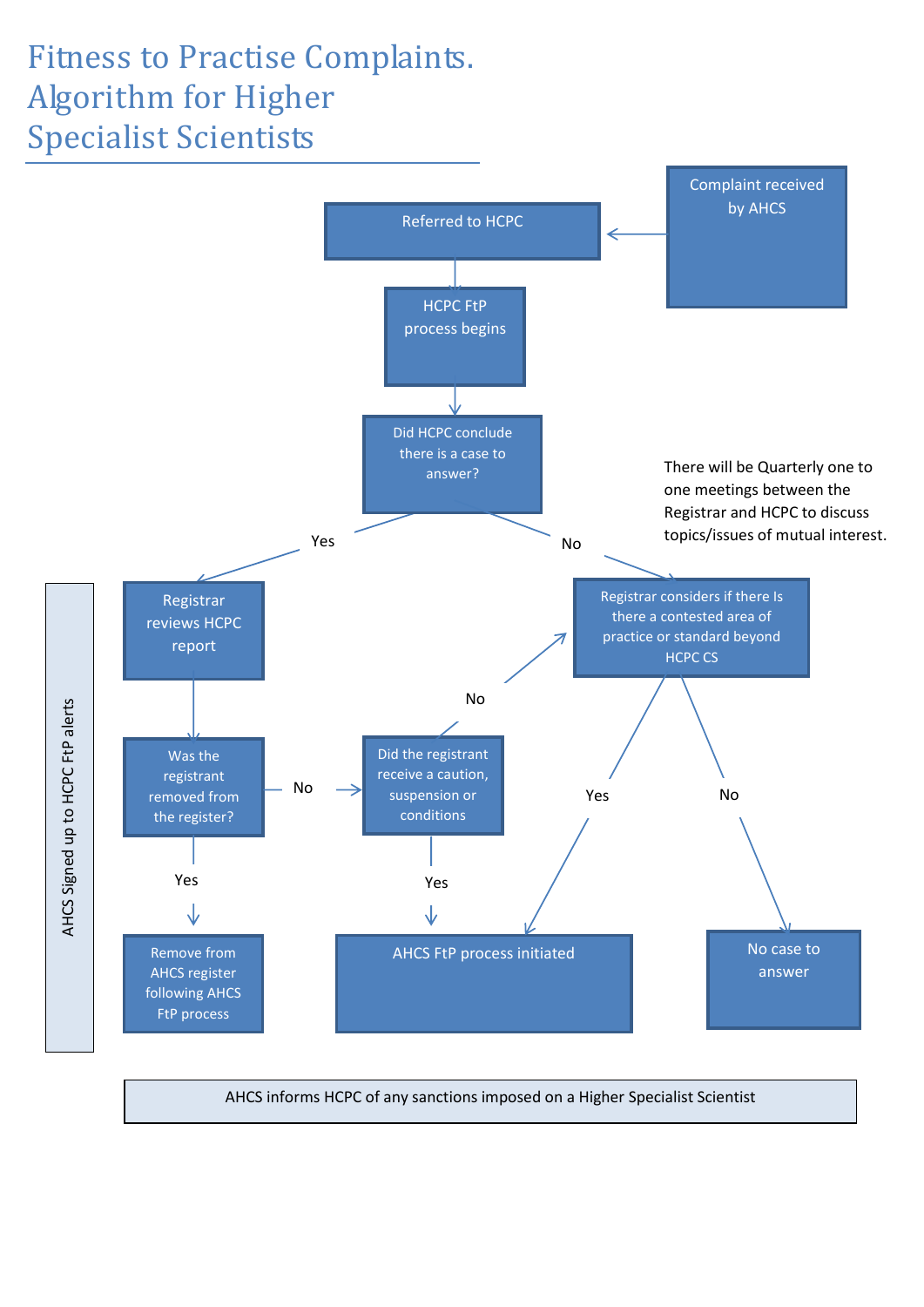# Fitness to Practise Complaints. Algorithm for Higher Specialist Scientists

Complaint received by AHCS

Referred to HCPC

HCPC FtP process begins

Did HCPC conclude there is a case to answer?

Yes

No

There will be Quarterly one to one meetings between the Registrar and HCPC to discuss topics/issues of mutual interest.

Registrar reviews HCPC report

Registrar considers if there Is there a contested area of practice or standard beyond HCPC CS

Was the registrant removed from the register?

No

Did the registrant receive a caution, suspension or conditions

No

Yes

Yes

Yes

No

Remove from AHCS register following AHCS FtP process

AHCS FtP process initiated

No case to answer

AHCS Signed up to HCPC FtP alerts

AHCS informs HCPC of any sanctions imposed on a Higher Specialist Scientist